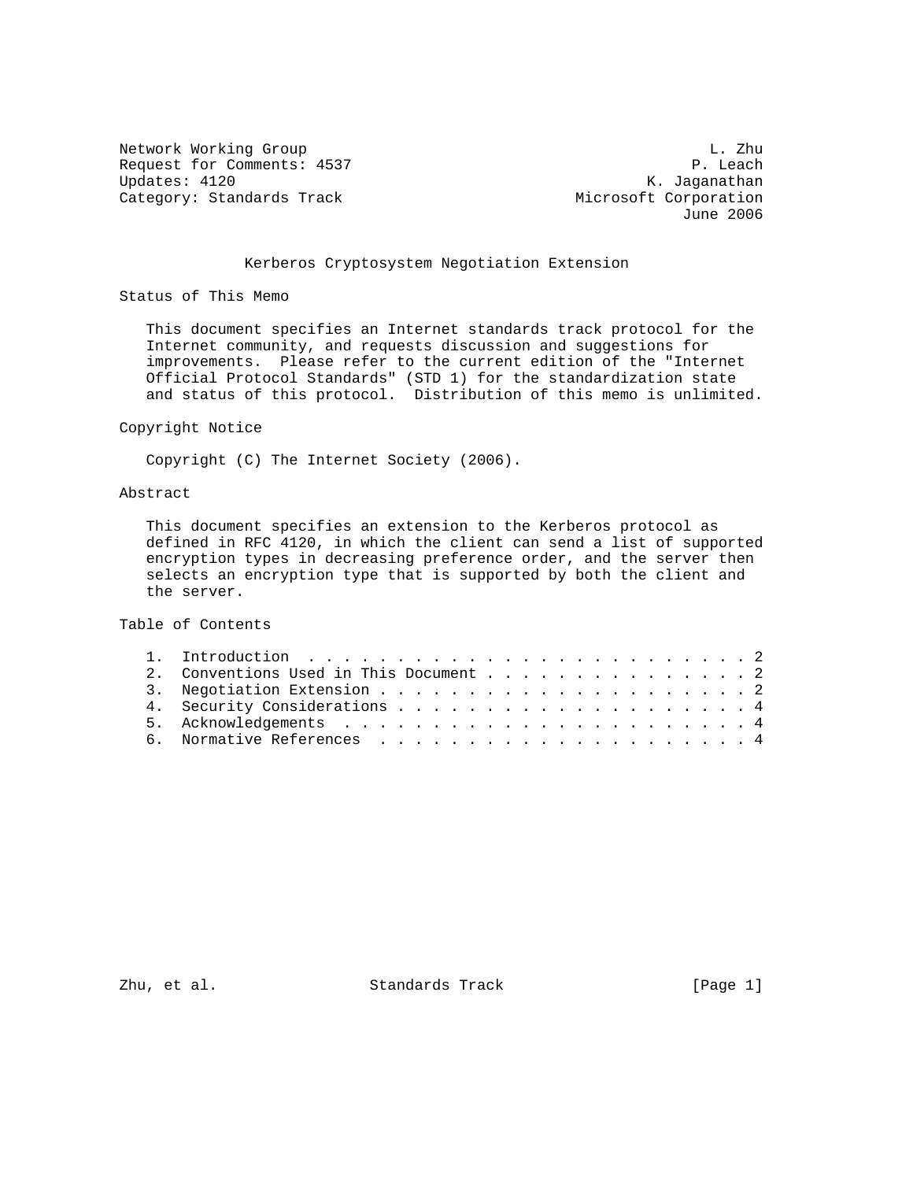Network Working Group L. Zhu
Request for Comments: 4537 P. Leach
Updates: 4120 K. Jaganathan
Category: Standards Track Microsoft Corporation
June 2006

# Kerberos Cryptosystem Negotiation Extension

## Status of This Memo

This document specifies an Internet standards track protocol for the Internet community, and requests discussion and suggestions for improvements. Please refer to the current edition of the "Internet Official Protocol Standards" (STD 1) for the standardization state and status of this protocol. Distribution of this memo is unlimited.

## Copyright Notice

Copyright (C) The Internet Society (2006).

## Abstract

This document specifies an extension to the Kerberos protocol as defined in RFC 4120, in which the client can send a list of supported encryption types in decreasing preference order, and the server then selects an encryption type that is supported by both the client and the server.

## Table of Contents

1. Introduction . . . . . . . . . . . . . . . . . . . . . . . . . 2
2. Conventions Used in This Document . . . . . . . . . . . . . . . 2
3. Negotiation Extension . . . . . . . . . . . . . . . . . . . . . 2
4. Security Considerations . . . . . . . . . . . . . . . . . . . . 4
5. Acknowledgements . . . . . . . . . . . . . . . . . . . . . . . 4
6. Normative References . . . . . . . . . . . . . . . . . . . . . 4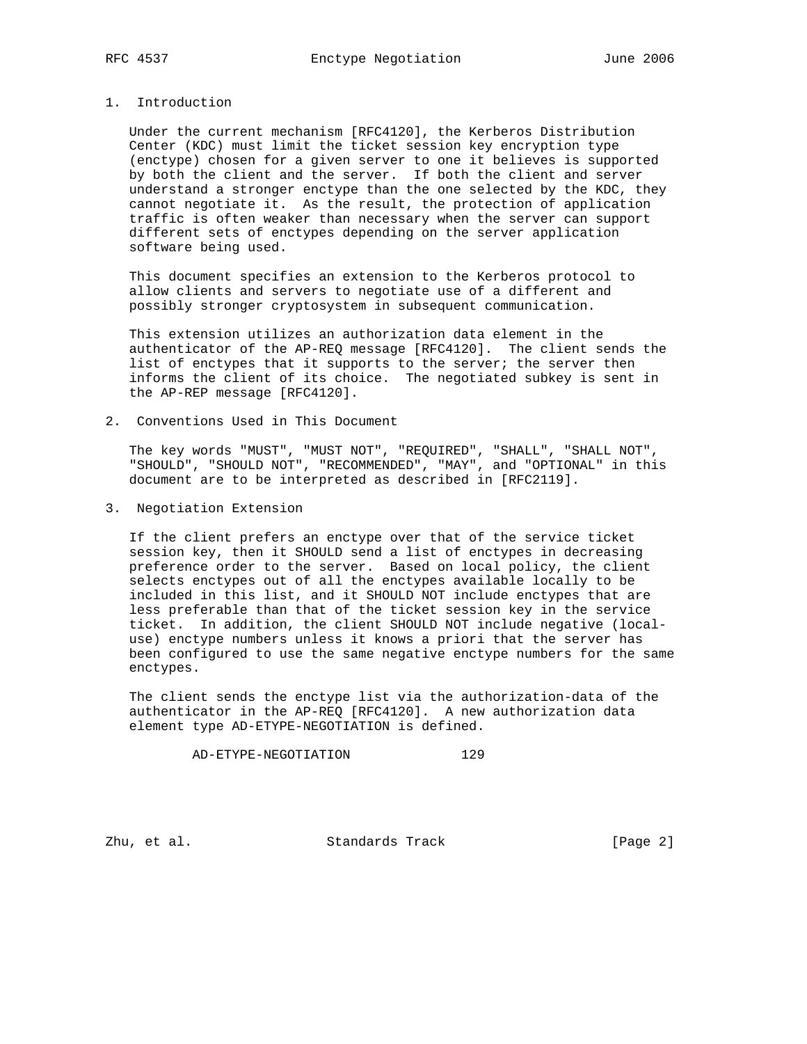## 1. Introduction

Under the current mechanism [RFC4120], the Kerberos Distribution Center (KDC) must limit the ticket session key encryption type (enctype) chosen for a given server to one it believes is supported by both the client and the server. If both the client and server understand a stronger enctype than the one selected by the KDC, they cannot negotiate it. As the result, the protection of application traffic is often weaker than necessary when the server can support different sets of enctypes depending on the server application software being used.

This document specifies an extension to the Kerberos protocol to allow clients and servers to negotiate use of a different and possibly stronger cryptosystem in subsequent communication.

This extension utilizes an authorization data element in the authenticator of the AP-REQ message [RFC4120]. The client sends the list of enctypes that it supports to the server; the server then informs the client of its choice. The negotiated subkey is sent in the AP-REP message [RFC4120].

## 2. Conventions Used in This Document

The key words "MUST", "MUST NOT", "REQUIRED", "SHALL", "SHALL NOT", "SHOULD", "SHOULD NOT", "RECOMMENDED", "MAY", and "OPTIONAL" in this document are to be interpreted as described in [RFC2119].

## 3. Negotiation Extension

If the client prefers an enctype over that of the service ticket session key, then it SHOULD send a list of enctypes in decreasing preference order to the server. Based on local policy, the client selects enctypes out of all the enctypes available locally to be included in this list, and it SHOULD NOT include enctypes that are less preferable than that of the ticket session key in the service ticket. In addition, the client SHOULD NOT include negative (local-use) enctype numbers unless it knows a priori that the server has been configured to use the same negative enctype numbers for the same enctypes.

The client sends the enctype list via the authorization-data of the authenticator in the AP-REQ [RFC4120]. A new authorization data element type AD-ETYPE-NEGOTIATION is defined.

```
        AD-ETYPE-NEGOTIATION             129
```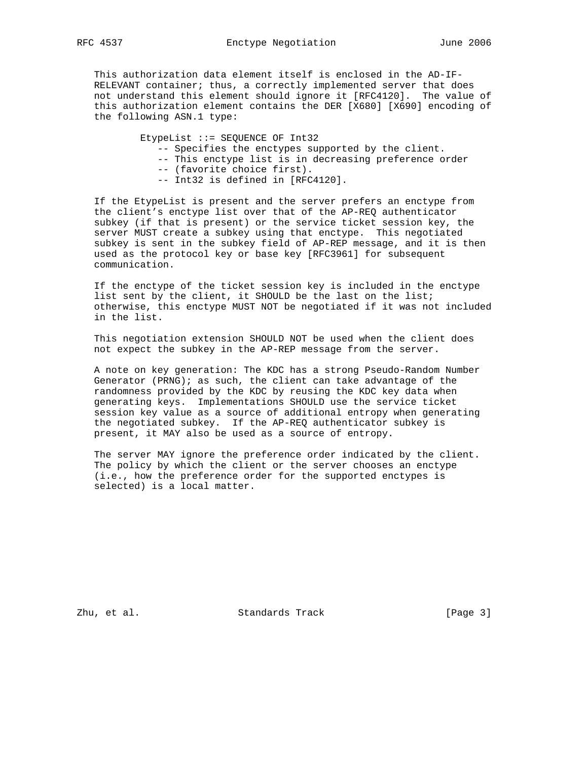This authorization data element itself is enclosed in the AD-IF-RELEVANT container; thus, a correctly implemented server that does not understand this element should ignore it [RFC4120]. The value of this authorization element contains the DER [X680] [X690] encoding of the following ASN.1 type:

```
EtypeList ::= SEQUENCE OF Int32
   -- Specifies the enctypes supported by the client.
   -- This enctype list is in decreasing preference order
   -- (favorite choice first).
   -- Int32 is defined in [RFC4120].
```

If the EtypeList is present and the server prefers an enctype from the client's enctype list over that of the AP-REQ authenticator subkey (if that is present) or the service ticket session key, the server MUST create a subkey using that enctype. This negotiated subkey is sent in the subkey field of AP-REP message, and it is then used as the protocol key or base key [RFC3961] for subsequent communication.

If the enctype of the ticket session key is included in the enctype list sent by the client, it SHOULD be the last on the list; otherwise, this enctype MUST NOT be negotiated if it was not included in the list.

This negotiation extension SHOULD NOT be used when the client does not expect the subkey in the AP-REP message from the server.

A note on key generation: The KDC has a strong Pseudo-Random Number Generator (PRNG); as such, the client can take advantage of the randomness provided by the KDC by reusing the KDC key data when generating keys. Implementations SHOULD use the service ticket session key value as a source of additional entropy when generating the negotiated subkey. If the AP-REQ authenticator subkey is present, it MAY also be used as a source of entropy.

The server MAY ignore the preference order indicated by the client. The policy by which the client or the server chooses an enctype (i.e., how the preference order for the supported enctypes is selected) is a local matter.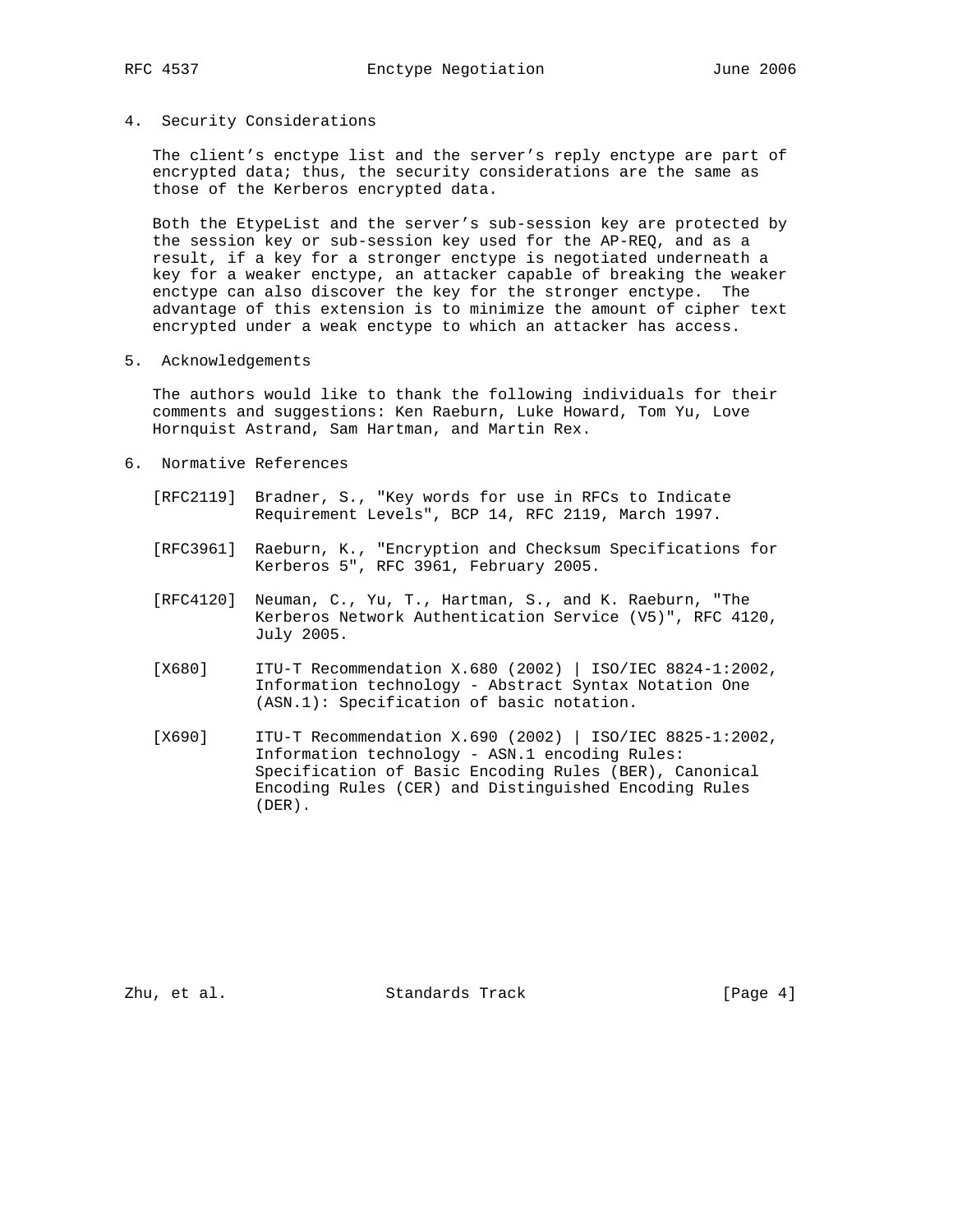## 4. Security Considerations

The client's enctype list and the server's reply enctype are part of encrypted data; thus, the security considerations are the same as those of the Kerberos encrypted data.

Both the EtypeList and the server's sub-session key are protected by the session key or sub-session key used for the AP-REQ, and as a result, if a key for a stronger enctype is negotiated underneath a key for a weaker enctype, an attacker capable of breaking the weaker enctype can also discover the key for the stronger enctype. The advantage of this extension is to minimize the amount of cipher text encrypted under a weak enctype to which an attacker has access.

## 5. Acknowledgements

The authors would like to thank the following individuals for their comments and suggestions: Ken Raeburn, Luke Howard, Tom Yu, Love Hornquist Astrand, Sam Hartman, and Martin Rex.

## 6. Normative References

[RFC2119] Bradner, S., "Key words for use in RFCs to Indicate Requirement Levels", BCP 14, RFC 2119, March 1997.

[RFC3961] Raeburn, K., "Encryption and Checksum Specifications for Kerberos 5", RFC 3961, February 2005.

[RFC4120] Neuman, C., Yu, T., Hartman, S., and K. Raeburn, "The Kerberos Network Authentication Service (V5)", RFC 4120, July 2005.

[X680] ITU-T Recommendation X.680 (2002) | ISO/IEC 8824-1:2002, Information technology - Abstract Syntax Notation One (ASN.1): Specification of basic notation.

[X690] ITU-T Recommendation X.690 (2002) | ISO/IEC 8825-1:2002, Information technology - ASN.1 encoding Rules: Specification of Basic Encoding Rules (BER), Canonical Encoding Rules (CER) and Distinguished Encoding Rules (DER).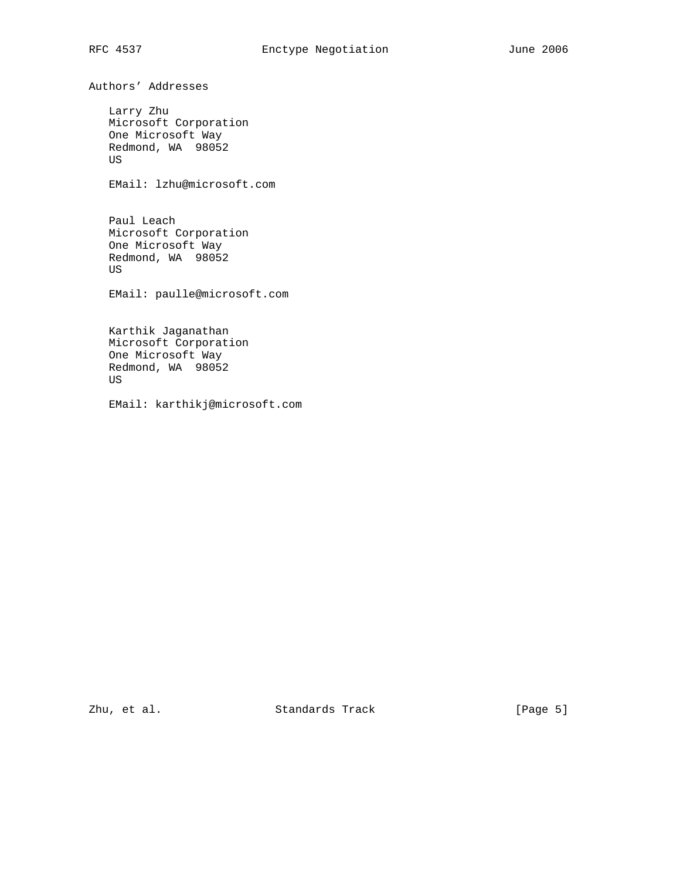## Authors' Addresses

Larry Zhu
Microsoft Corporation
One Microsoft Way
Redmond, WA 98052
US

EMail: lzhu@microsoft.com

Paul Leach
Microsoft Corporation
One Microsoft Way
Redmond, WA 98052
US

EMail: paulle@microsoft.com

Karthik Jaganathan
Microsoft Corporation
One Microsoft Way
Redmond, WA 98052
US

EMail: karthikj@microsoft.com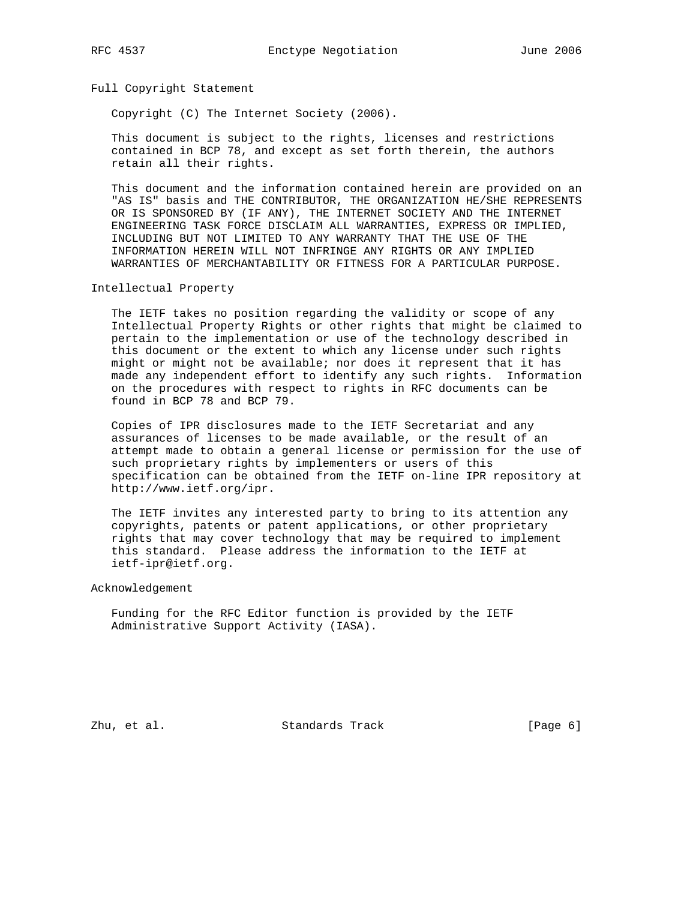## Full Copyright Statement

Copyright (C) The Internet Society (2006).

This document is subject to the rights, licenses and restrictions contained in BCP 78, and except as set forth therein, the authors retain all their rights.

This document and the information contained herein are provided on an "AS IS" basis and THE CONTRIBUTOR, THE ORGANIZATION HE/SHE REPRESENTS OR IS SPONSORED BY (IF ANY), THE INTERNET SOCIETY AND THE INTERNET ENGINEERING TASK FORCE DISCLAIM ALL WARRANTIES, EXPRESS OR IMPLIED, INCLUDING BUT NOT LIMITED TO ANY WARRANTY THAT THE USE OF THE INFORMATION HEREIN WILL NOT INFRINGE ANY RIGHTS OR ANY IMPLIED WARRANTIES OF MERCHANTABILITY OR FITNESS FOR A PARTICULAR PURPOSE.

## Intellectual Property

The IETF takes no position regarding the validity or scope of any Intellectual Property Rights or other rights that might be claimed to pertain to the implementation or use of the technology described in this document or the extent to which any license under such rights might or might not be available; nor does it represent that it has made any independent effort to identify any such rights. Information on the procedures with respect to rights in RFC documents can be found in BCP 78 and BCP 79.

Copies of IPR disclosures made to the IETF Secretariat and any assurances of licenses to be made available, or the result of an attempt made to obtain a general license or permission for the use of such proprietary rights by implementers or users of this specification can be obtained from the IETF on-line IPR repository at http://www.ietf.org/ipr.

The IETF invites any interested party to bring to its attention any copyrights, patents or patent applications, or other proprietary rights that may cover technology that may be required to implement this standard. Please address the information to the IETF at ietf-ipr@ietf.org.

## Acknowledgement

Funding for the RFC Editor function is provided by the IETF Administrative Support Activity (IASA).